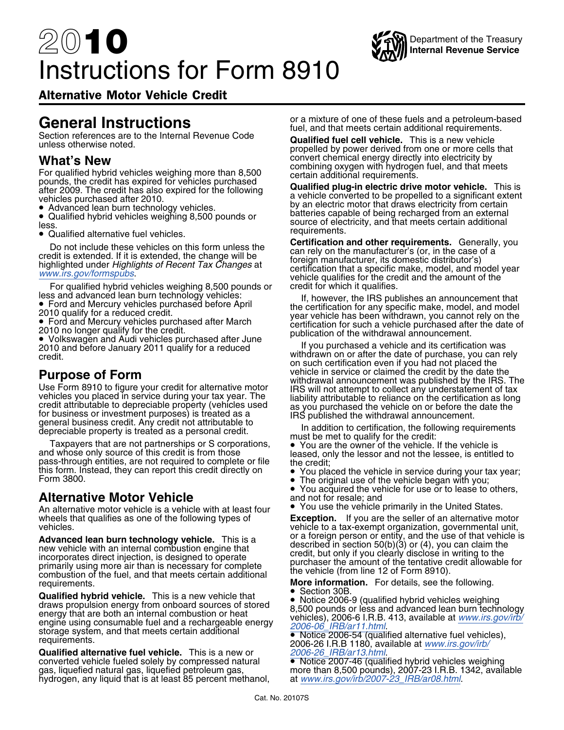# 2010 Instructions for Form 8910

Department of the Treasury
Internal Revenue Service

## Alternative Motor Vehicle Credit

# General Instructions

Section references are to the Internal Revenue Code unless otherwise noted.

## What's New

For qualified hybrid vehicles weighing more than 8,500 pounds, the credit has expired for vehicles purchased after 2009. The credit has also expired for the following vehicles purchased after 2010.

- Advanced lean burn technology vehicles.
- Qualified hybrid vehicles weighing 8,500 pounds or less.
- Qualified alternative fuel vehicles.

Do not include these vehicles on this form unless the credit is extended. If it is extended, the change will be highlighted under *Highlights of Recent Tax Changes* at *www.irs.gov/formspubs*.

For qualified hybrid vehicles weighing 8,500 pounds or less and advanced lean burn technology vehicles:

- Ford and Mercury vehicles purchased before April 2010 qualify for a reduced credit.
- Ford and Mercury vehicles purchased after March 2010 no longer qualify for the credit.
- Volkswagen and Audi vehicles purchased after June 2010 and before January 2011 qualify for a reduced credit.

## Purpose of Form

Use Form 8910 to figure your credit for alternative motor vehicles you placed in service during your tax year. The credit attributable to depreciable property (vehicles used for business or investment purposes) is treated as a general business credit. Any credit not attributable to depreciable property is treated as a personal credit.

Taxpayers that are not partnerships or S corporations, and whose only source of this credit is from those pass-through entities, are not required to complete or file this form. Instead, they can report this credit directly on Form 3800.

## Alternative Motor Vehicle

An alternative motor vehicle is a vehicle with at least four wheels that qualifies as one of the following types of vehicles.

**Advanced lean burn technology vehicle.** This is a new vehicle with an internal combustion engine that incorporates direct injection, is designed to operate primarily using more air than is necessary for complete combustion of the fuel, and that meets certain additional requirements.

**Qualified hybrid vehicle.** This is a new vehicle that draws propulsion energy from onboard sources of stored energy that are both an internal combustion or heat engine using consumable fuel and a rechargeable energy storage system, and that meets certain additional requirements.

**Qualified alternative fuel vehicle.** This is a new or converted vehicle fueled solely by compressed natural gas, liquefied natural gas, liquefied petroleum gas, hydrogen, any liquid that is at least 85 percent methanol, or a mixture of one of these fuels and a petroleum-based fuel, and that meets certain additional requirements.

**Qualified fuel cell vehicle.** This is a new vehicle propelled by power derived from one or more cells that convert chemical energy directly into electricity by combining oxygen with hydrogen fuel, and that meets certain additional requirements.

**Qualified plug-in electric drive motor vehicle.** This is a vehicle converted to be propelled to a significant extent by an electric motor that draws electricity from certain batteries capable of being recharged from an external source of electricity, and that meets certain additional requirements.

**Certification and other requirements.** Generally, you can rely on the manufacturer's (or, in the case of a foreign manufacturer, its domestic distributor's) certification that a specific make, model, and model year vehicle qualifies for the credit and the amount of the credit for which it qualifies.

If, however, the IRS publishes an announcement that the certification for any specific make, model, and model year vehicle has been withdrawn, you cannot rely on the certification for such a vehicle purchased after the date of publication of the withdrawal announcement.

If you purchased a vehicle and its certification was withdrawn on or after the date of purchase, you can rely on such certification even if you had not placed the vehicle in service or claimed the credit by the date the withdrawal announcement was published by the IRS. The IRS will not attempt to collect any understatement of tax liability attributable to reliance on the certification as long as you purchased the vehicle on or before the date the IRS published the withdrawal announcement.

In addition to certification, the following requirements must be met to qualify for the credit:

- You are the owner of the vehicle. If the vehicle is leased, only the lessor and not the lessee, is entitled to the credit;
- You placed the vehicle in service during your tax year;
- The original use of the vehicle began with you;
- You acquired the vehicle for use or to lease to others, and not for resale; and
- You use the vehicle primarily in the United States.

**Exception.** If you are the seller of an alternative motor vehicle to a tax-exempt organization, governmental unit, or a foreign person or entity, and the use of that vehicle is described in section 50(b)(3) or (4), you can claim the credit, but only if you clearly disclose in writing to the purchaser the amount of the tentative credit allowable for the vehicle (from line 12 of Form 8910).

**More information.** For details, see the following.

- Section 30B.
- Notice 2006-9 (qualified hybrid vehicles weighing 8,500 pounds or less and advanced lean burn technology vehicles), 2006-6 I.R.B. 413, available at *www.irs.gov/irb/2006-06_IRB/ar11.html*.
- Notice 2006-54 (qualified alternative fuel vehicles), 2006-26 I.R.B 1180, available at *www.irs.gov/irb/2006-26_IRB/ar13.html*.
- Notice 2007-46 (qualified hybrid vehicles weighing more than 8,500 pounds), 2007-23 I.R.B. 1342, available at *www.irs.gov/irb/2007-23_IRB/ar08.html*.

Cat. No. 20107S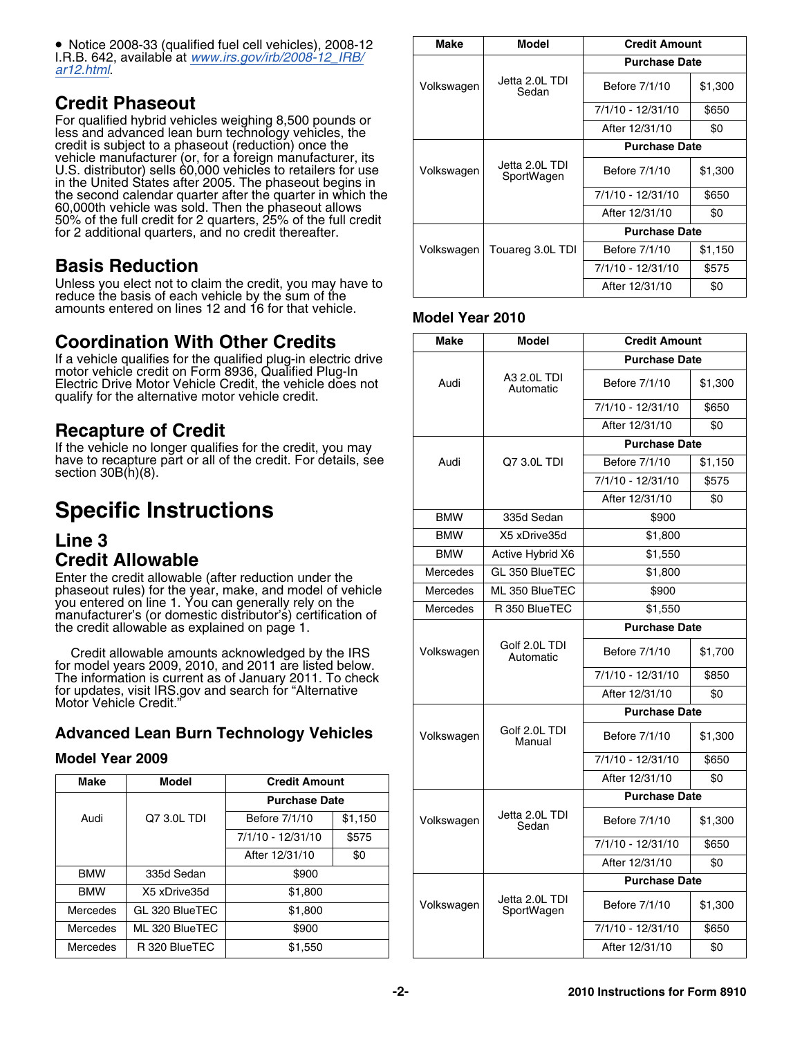- Notice 2008-33 (qualified fuel cell vehicles), 2008-12 I.R.B. 642, available at *www.irs.gov/irb/2008-12_IRB/ar12.html*.

## Credit Phaseout

For qualified hybrid vehicles weighing 8,500 pounds or less and advanced lean burn technology vehicles, the credit is subject to a phaseout (reduction) once the vehicle manufacturer (or, for a foreign manufacturer, its U.S. distributor) sells 60,000 vehicles to retailers for use in the United States after 2005. The phaseout begins in the second calendar quarter after the quarter in which the 60,000th vehicle was sold. Then the phaseout allows 50% of the full credit for 2 quarters, 25% of the full credit for 2 additional quarters, and no credit thereafter.

## Basis Reduction

Unless you elect not to claim the credit, you may have to reduce the basis of each vehicle by the sum of the amounts entered on lines 12 and 16 for that vehicle.

## Coordination With Other Credits

If a vehicle qualifies for the qualified plug-in electric drive motor vehicle credit on Form 8936, Qualified Plug-In Electric Drive Motor Vehicle Credit, the vehicle does not qualify for the alternative motor vehicle credit.

## Recapture of Credit

If the vehicle no longer qualifies for the credit, you may have to recapture part or all of the credit. For details, see section 30B(h)(8).

# Specific Instructions

## Line 3 Credit Allowable

Enter the credit allowable (after reduction under the phaseout rules) for the year, make, and model of vehicle you entered on line 1. You can generally rely on the manufacturer's (or domestic distributor's) certification of the credit allowable as explained on page 1.

Credit allowable amounts acknowledged by the IRS for model years 2009, 2010, and 2011 are listed below. The information is current as of January 2011. To check for updates, visit IRS.gov and search for "Alternative Motor Vehicle Credit."

### Advanced Lean Burn Technology Vehicles

#### Model Year 2009

| Make | Model | Credit Amount | |
|---|---|---|---|
| | | Purchase Date | |
| Audi | Q7 3.0L TDI | Before 7/1/10 | $1,150 |
| | | 7/1/10 - 12/31/10 | $575 |
| | | After 12/31/10 | $0 |
| BMW | 335d Sedan | $900 | |
| BMW | X5 xDrive35d | $1,800 | |
| Mercedes | GL 320 BlueTEC | $1,800 | |
| Mercedes | ML 320 BlueTEC | $900 | |
| Mercedes | R 320 BlueTEC | $1,550 | |
| | | Purchase Date | |
| Volkswagen | Jetta 2.0L TDI Sedan | Before 7/1/10 | $1,300 |
| | | 7/1/10 - 12/31/10 | $650 |
| | | After 12/31/10 | $0 |
| | | Purchase Date | |
| Volkswagen | Jetta 2.0L TDI SportWagen | Before 7/1/10 | $1,300 |
| | | 7/1/10 - 12/31/10 | $650 |
| | | After 12/31/10 | $0 |
| | | Purchase Date | |
| Volkswagen | Touareg 3.0L TDI | Before 7/1/10 | $1,150 |
| | | 7/1/10 - 12/31/10 | $575 |
| | | After 12/31/10 | $0 |

#### Model Year 2010

| Make | Model | Credit Amount | |
|---|---|---|---|
| | | Purchase Date | |
| Audi | A3 2.0L TDI Automatic | Before 7/1/10 | $1,300 |
| | | 7/1/10 - 12/31/10 | $650 |
| | | After 12/31/10 | $0 |
| | | Purchase Date | |
| Audi | Q7 3.0L TDI | Before 7/1/10 | $1,150 |
| | | 7/1/10 - 12/31/10 | $575 |
| | | After 12/31/10 | $0 |
| BMW | 335d Sedan | $900 | |
| BMW | X5 xDrive35d | $1,800 | |
| BMW | Active Hybrid X6 | $1,550 | |
| Mercedes | GL 350 BlueTEC | $1,800 | |
| Mercedes | ML 350 BlueTEC | $900 | |
| Mercedes | R 350 BlueTEC | $1,550 | |
| | | Purchase Date | |
| Volkswagen | Golf 2.0L TDI Automatic | Before 7/1/10 | $1,700 |
| | | 7/1/10 - 12/31/10 | $850 |
| | | After 12/31/10 | $0 |
| | | Purchase Date | |
| Volkswagen | Golf 2.0L TDI Manual | Before 7/1/10 | $1,300 |
| | | 7/1/10 - 12/31/10 | $650 |
| | | After 12/31/10 | $0 |
| | | Purchase Date | |
| Volkswagen | Jetta 2.0L TDI Sedan | Before 7/1/10 | $1,300 |
| | | 7/1/10 - 12/31/10 | $650 |
| | | After 12/31/10 | $0 |
| | | Purchase Date | |
| Volkswagen | Jetta 2.0L TDI SportWagen | Before 7/1/10 | $1,300 |
| | | 7/1/10 - 12/31/10 | $650 |
| | | After 12/31/10 | $0 |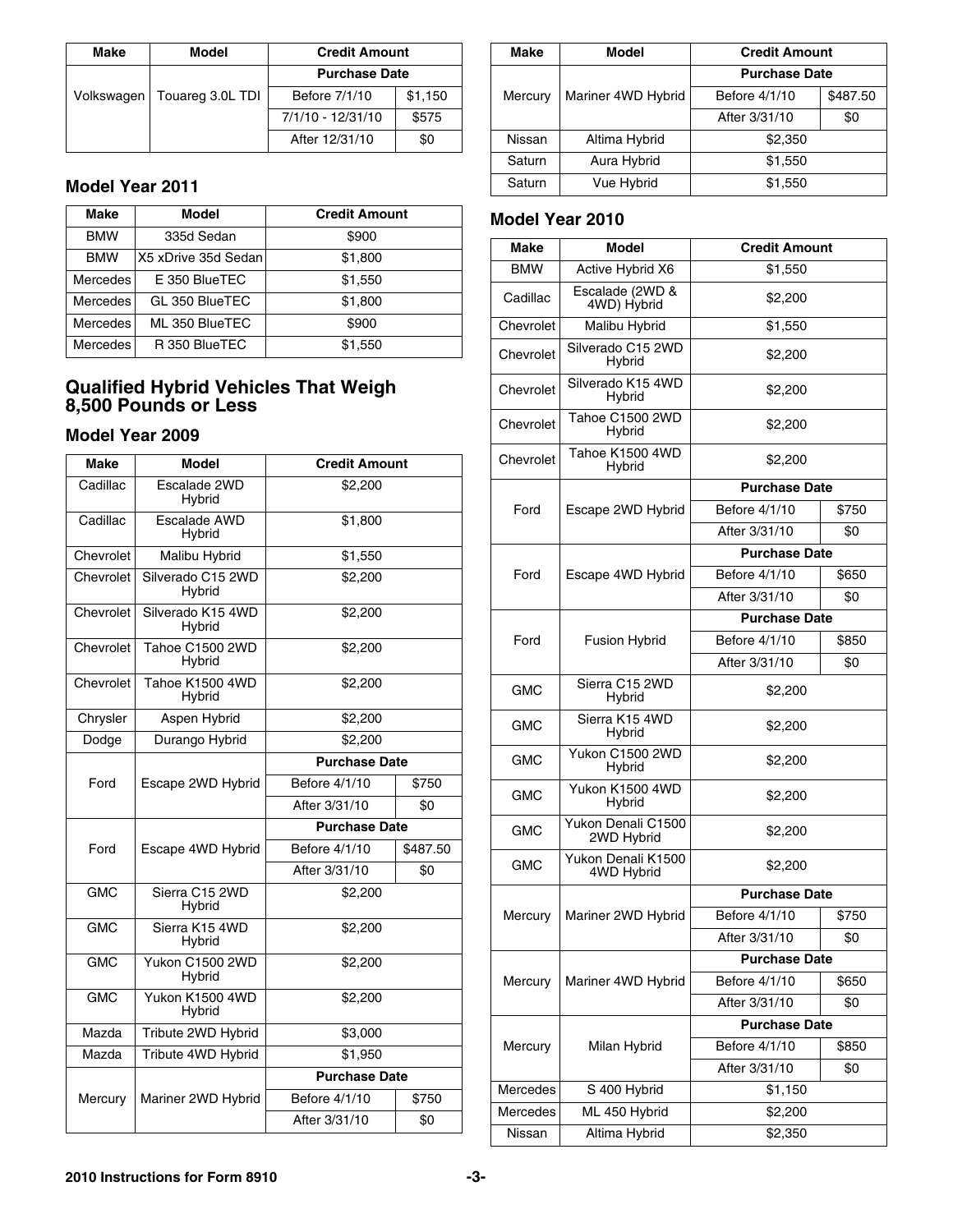| Make | Model | Credit Amount | |
|---|---|---|---|
| Volkswagen | Touareg 3.0L TDI | Purchase Date | |
| | | Before 7/1/10 | $1,150 |
| | | 7/1/10 - 12/31/10 | $575 |
| | | After 12/31/10 | $0 |

### Model Year 2011

| Make | Model | Credit Amount |
|---|---|---|
| BMW | 335d Sedan | $900 |
| BMW | X5 xDrive 35d Sedan | $1,800 |
| Mercedes | E 350 BlueTEC | $1,550 |
| Mercedes | GL 350 BlueTEC | $1,800 |
| Mercedes | ML 350 BlueTEC | $900 |
| Mercedes | R 350 BlueTEC | $1,550 |

## Qualified Hybrid Vehicles That Weigh 8,500 Pounds or Less

### Model Year 2009

| Make | Model | Credit Amount | |
|---|---|---|---|
| Cadillac | Escalade 2WD Hybrid | $2,200 | |
| Cadillac | Escalade AWD Hybrid | $1,800 | |
| Chevrolet | Malibu Hybrid | $1,550 | |
| Chevrolet | Silverado C15 2WD Hybrid | $2,200 | |
| Chevrolet | Silverado K15 4WD Hybrid | $2,200 | |
| Chevrolet | Tahoe C1500 2WD Hybrid | $2,200 | |
| Chevrolet | Tahoe K1500 4WD Hybrid | $2,200 | |
| Chrysler | Aspen Hybrid | $2,200 | |
| Dodge | Durango Hybrid | $2,200 | |
| Ford | Escape 2WD Hybrid | Purchase Date | |
| | | Before 4/1/10 | $750 |
| | | After 3/31/10 | $0 |
| Ford | Escape 4WD Hybrid | Purchase Date | |
| | | Before 4/1/10 | $487.50 |
| | | After 3/31/10 | $0 |
| GMC | Sierra C15 2WD Hybrid | $2,200 | |
| GMC | Sierra K15 4WD Hybrid | $2,200 | |
| GMC | Yukon C1500 2WD Hybrid | $2,200 | |
| GMC | Yukon K1500 4WD Hybrid | $2,200 | |
| Mazda | Tribute 2WD Hybrid | $3,000 | |
| Mazda | Tribute 4WD Hybrid | $1,950 | |
| Mercury | Mariner 2WD Hybrid | Purchase Date | |
| | | Before 4/1/10 | $750 |
| | | After 3/31/10 | $0 |
| Mercury | Mariner 4WD Hybrid | Purchase Date | |
| | | Before 4/1/10 | $487.50 |
| | | After 3/31/10 | $0 |
| Nissan | Altima Hybrid | $2,350 | |
| Saturn | Aura Hybrid | $1,550 | |
| Saturn | Vue Hybrid | $1,550 | |

### Model Year 2010

| Make | Model | Credit Amount | |
|---|---|---|---|
| BMW | Active Hybrid X6 | $1,550 | |
| Cadillac | Escalade (2WD & 4WD) Hybrid | $2,200 | |
| Chevrolet | Malibu Hybrid | $1,550 | |
| Chevrolet | Silverado C15 2WD Hybrid | $2,200 | |
| Chevrolet | Silverado K15 4WD Hybrid | $2,200 | |
| Chevrolet | Tahoe C1500 2WD Hybrid | $2,200 | |
| Chevrolet | Tahoe K1500 4WD Hybrid | $2,200 | |
| Ford | Escape 2WD Hybrid | Purchase Date | |
| | | Before 4/1/10 | $750 |
| | | After 3/31/10 | $0 |
| Ford | Escape 4WD Hybrid | Purchase Date | |
| | | Before 4/1/10 | $650 |
| | | After 3/31/10 | $0 |
| Ford | Fusion Hybrid | Purchase Date | |
| | | Before 4/1/10 | $850 |
| | | After 3/31/10 | $0 |
| GMC | Sierra C15 2WD Hybrid | $2,200 | |
| GMC | Sierra K15 4WD Hybrid | $2,200 | |
| GMC | Yukon C1500 2WD Hybrid | $2,200 | |
| GMC | Yukon K1500 4WD Hybrid | $2,200 | |
| GMC | Yukon Denali C1500 2WD Hybrid | $2,200 | |
| GMC | Yukon Denali K1500 4WD Hybrid | $2,200 | |
| Mercury | Mariner 2WD Hybrid | Purchase Date | |
| | | Before 4/1/10 | $750 |
| | | After 3/31/10 | $0 |
| Mercury | Mariner 4WD Hybrid | Purchase Date | |
| | | Before 4/1/10 | $650 |
| | | After 3/31/10 | $0 |
| Mercury | Milan Hybrid | Purchase Date | |
| | | Before 4/1/10 | $850 |
| | | After 3/31/10 | $0 |
| Mercedes | S 400 Hybrid | $1,150 | |
| Mercedes | ML 450 Hybrid | $2,200 | |
| Nissan | Altima Hybrid | $2,350 | |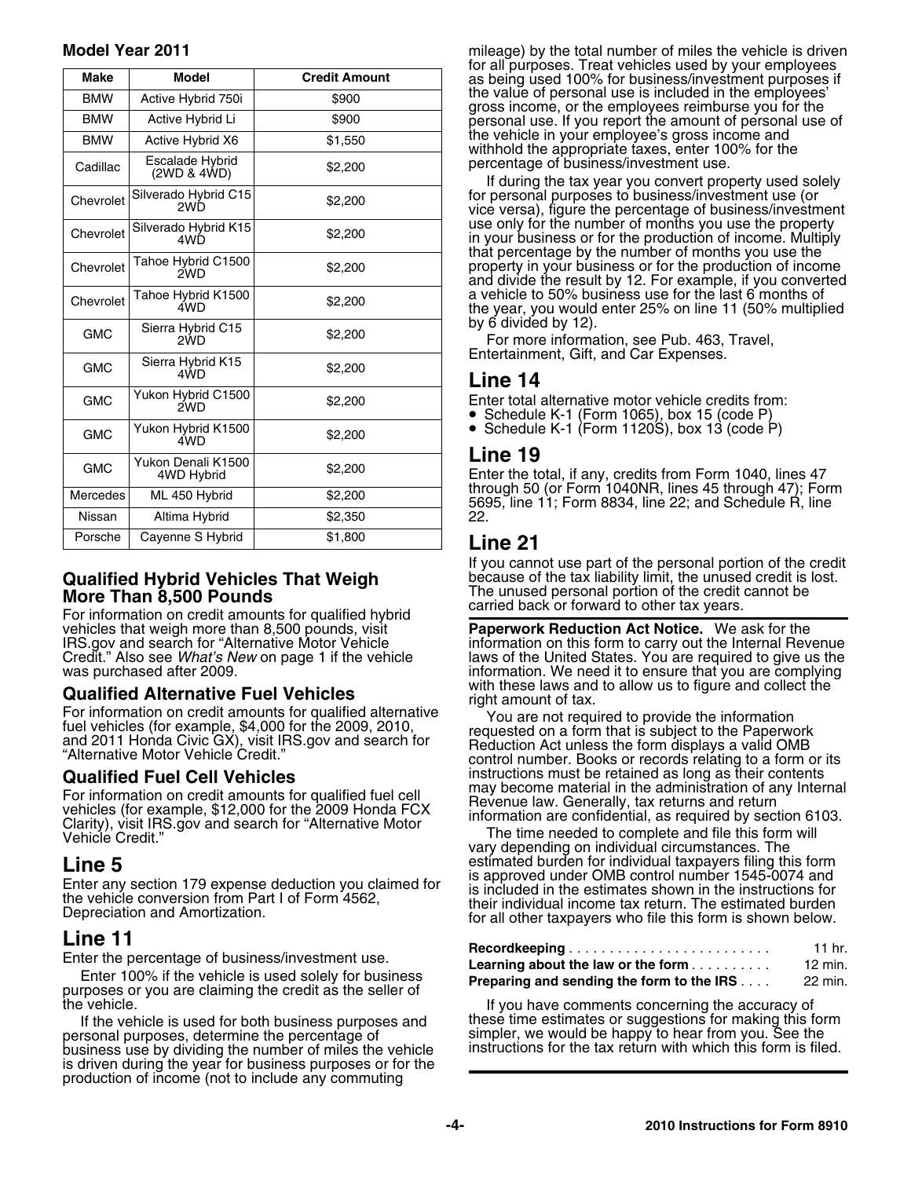**Model Year 2011**

| Make | Model | Credit Amount |
| --- | --- | --- |
| BMW | Active Hybrid 750i | $900 |
| BMW | Active Hybrid Li | $900 |
| BMW | Active Hybrid X6 | $1,550 |
| Cadillac | Escalade Hybrid (2WD & 4WD) | $2,200 |
| Chevrolet | Silverado Hybrid C15 2WD | $2,200 |
| Chevrolet | Silverado Hybrid K15 4WD | $2,200 |
| Chevrolet | Tahoe Hybrid C1500 2WD | $2,200 |
| Chevrolet | Tahoe Hybrid K1500 4WD | $2,200 |
| GMC | Sierra Hybrid C15 2WD | $2,200 |
| GMC | Sierra Hybrid K15 4WD | $2,200 |
| GMC | Yukon Hybrid C1500 2WD | $2,200 |
| GMC | Yukon Hybrid K1500 4WD | $2,200 |
| GMC | Yukon Denali K1500 4WD Hybrid | $2,200 |
| Mercedes | ML 450 Hybrid | $2,200 |
| Nissan | Altima Hybrid | $2,350 |
| Porsche | Cayenne S Hybrid | $1,800 |

### Qualified Hybrid Vehicles That Weigh More Than 8,500 Pounds

For information on credit amounts for qualified hybrid vehicles that weigh more than 8,500 pounds, visit IRS.gov and search for "Alternative Motor Vehicle Credit." Also see *What's New* on page 1 if the vehicle was purchased after 2009.

### Qualified Alternative Fuel Vehicles

For information on credit amounts for qualified alternative fuel vehicles (for example, $4,000 for the 2009, 2010, and 2011 Honda Civic GX), visit IRS.gov and search for "Alternative Motor Vehicle Credit."

### Qualified Fuel Cell Vehicles

For information on credit amounts for qualified fuel cell vehicles (for example, $12,000 for the 2009 Honda FCX Clarity), visit IRS.gov and search for "Alternative Motor Vehicle Credit."

## Line 5

Enter any section 179 expense deduction you claimed for the vehicle conversion from Part I of Form 4562, Depreciation and Amortization.

## Line 11

Enter the percentage of business/investment use.

Enter 100% if the vehicle is used solely for business purposes or you are claiming the credit as the seller of the vehicle.

If the vehicle is used for both business purposes and personal purposes, determine the percentage of business use by dividing the number of miles the vehicle is driven during the year for business purposes or for the production of income (not to include any commuting mileage) by the total number of miles the vehicle is driven for all purposes. Treat vehicles used by your employees as being used 100% for business/investment purposes if the value of personal use is included in the employees' gross income, or the employees reimburse you for the personal use. If you report the amount of personal use of the vehicle in your employee's gross income and withhold the appropriate taxes, enter 100% for the percentage of business/investment use.

If during the tax year you convert property used solely for personal purposes to business/investment use (or vice versa), figure the percentage of business/investment use only for the number of months you use the property in your business or for the production of income. Multiply that percentage by the number of months you use the property in your business or for the production of income and divide the result by 12. For example, if you converted a vehicle to 50% business use for the last 6 months of the year, you would enter 25% on line 11 (50% multiplied by 6 divided by 12).

For more information, see Pub. 463, Travel, Entertainment, Gift, and Car Expenses.

## Line 14

Enter total alternative motor vehicle credits from:

- Schedule K-1 (Form 1065), box 15 (code P)
- Schedule K-1 (Form 1120S), box 13 (code P)

## Line 19

Enter the total, if any, credits from Form 1040, lines 47 through 50 (or Form 1040NR, lines 45 through 47); Form 5695, line 11; Form 8834, line 22; and Schedule R, line 22.

## Line 21

If you cannot use part of the personal portion of the credit because of the tax liability limit, the unused credit is lost. The unused personal portion of the credit cannot be carried back or forward to other tax years.

**Paperwork Reduction Act Notice.** We ask for the information on this form to carry out the Internal Revenue laws of the United States. You are required to give us the information. We need it to ensure that you are complying with these laws and to allow us to figure and collect the right amount of tax.

You are not required to provide the information requested on a form that is subject to the Paperwork Reduction Act unless the form displays a valid OMB control number. Books or records relating to a form or its instructions must be retained as long as their contents may become material in the administration of any Internal Revenue law. Generally, tax returns and return information are confidential, as required by section 6103.

The time needed to complete and file this form will vary depending on individual circumstances. The estimated burden for individual taxpayers filing this form is approved under OMB control number 1545-0074 and is included in the estimates shown in the instructions for their individual income tax return. The estimated burden for all other taxpayers who file this form is shown below.

| | |
| --- | --- |
| **Recordkeeping** | 11 hr. |
| **Learning about the law or the form** | 12 min. |
| **Preparing and sending the form to the IRS** | 22 min. |

If you have comments concerning the accuracy of these time estimates or suggestions for making this form simpler, we would be happy to hear from you. See the instructions for the tax return with which this form is filed.